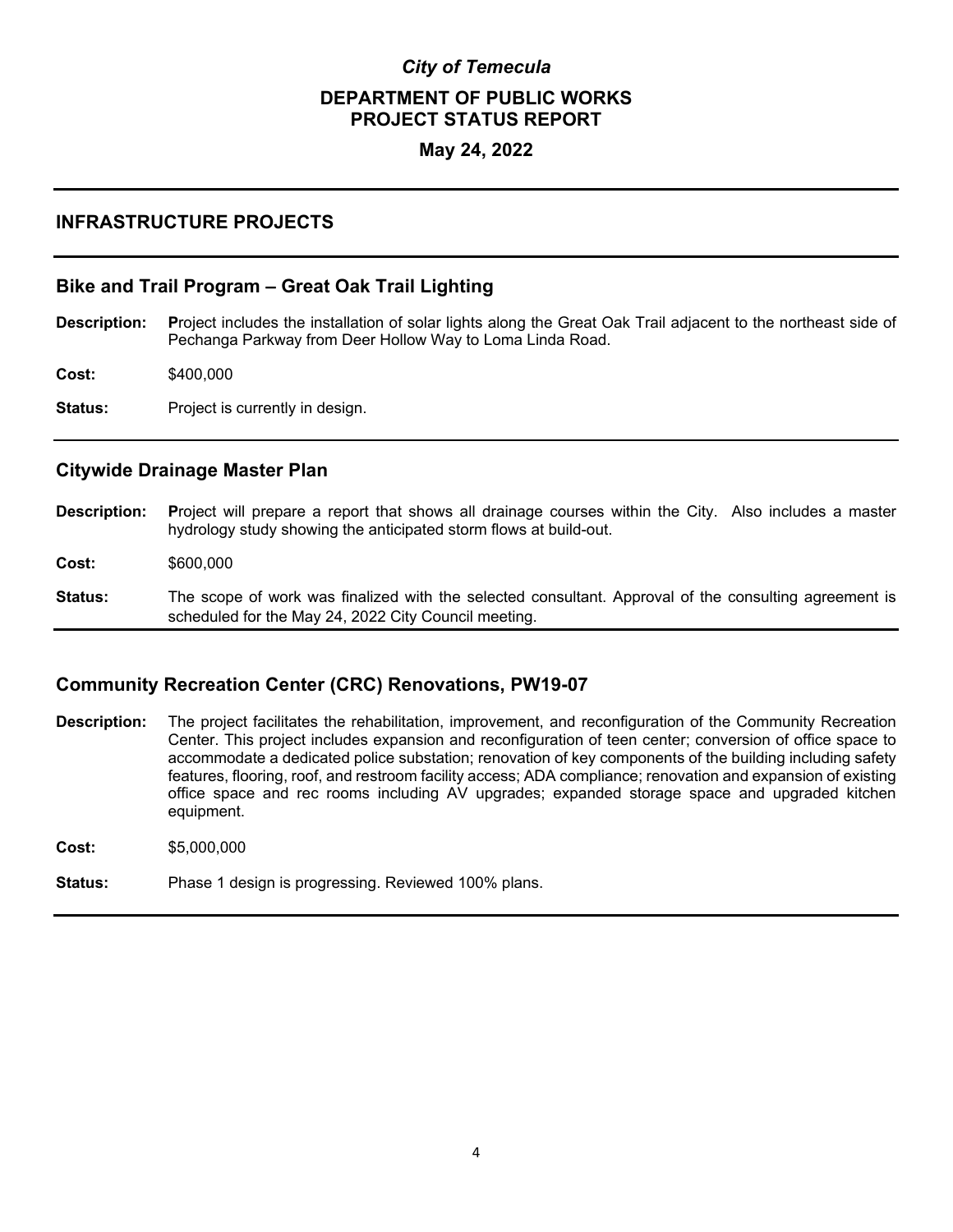*City of Temecula*

# DEPARTMENT OF PUBLIC WORKS
# PROJECT STATUS REPORT

**May 24, 2022**

## INFRASTRUCTURE PROJECTS

### Bike and Trail Program – Great Oak Trail Lighting

**Description:** Project includes the installation of solar lights along the Great Oak Trail adjacent to the northeast side of Pechanga Parkway from Deer Hollow Way to Loma Linda Road.

**Cost:** $400,000

**Status:** Project is currently in design.

### Citywide Drainage Master Plan

**Description:** Project will prepare a report that shows all drainage courses within the City. Also includes a master hydrology study showing the anticipated storm flows at build-out.

**Cost:** $600,000

**Status:** The scope of work was finalized with the selected consultant. Approval of the consulting agreement is scheduled for the May 24, 2022 City Council meeting.

### Community Recreation Center (CRC) Renovations, PW19-07

**Description:** The project facilitates the rehabilitation, improvement, and reconfiguration of the Community Recreation Center. This project includes expansion and reconfiguration of teen center; conversion of office space to accommodate a dedicated police substation; renovation of key components of the building including safety features, flooring, roof, and restroom facility access; ADA compliance; renovation and expansion of existing office space and rec rooms including AV upgrades; expanded storage space and upgraded kitchen equipment.

**Cost:** $5,000,000

**Status:** Phase 1 design is progressing. Reviewed 100% plans.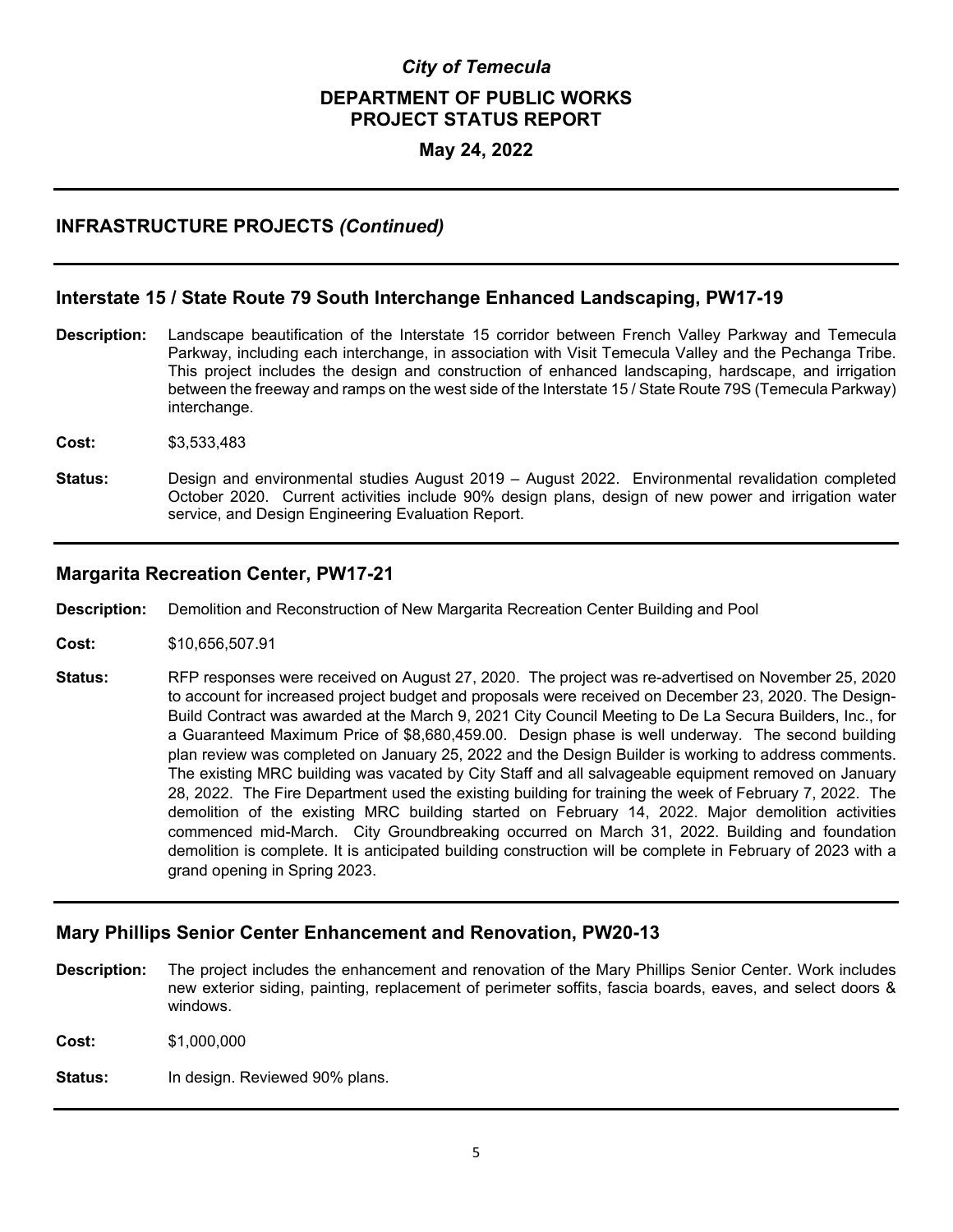# City of Temecula

## DEPARTMENT OF PUBLIC WORKS PROJECT STATUS REPORT

### May 24, 2022

---

## INFRASTRUCTURE PROJECTS *(Continued)*

---

### Interstate 15 / State Route 79 South Interchange Enhanced Landscaping, PW17-19

**Description:** Landscape beautification of the Interstate 15 corridor between French Valley Parkway and Temecula Parkway, including each interchange, in association with Visit Temecula Valley and the Pechanga Tribe. This project includes the design and construction of enhanced landscaping, hardscape, and irrigation between the freeway and ramps on the west side of the Interstate 15 / State Route 79S (Temecula Parkway) interchange.

**Cost:** $3,533,483

**Status:** Design and environmental studies August 2019 – August 2022. Environmental revalidation completed October 2020. Current activities include 90% design plans, design of new power and irrigation water service, and Design Engineering Evaluation Report.

---

### Margarita Recreation Center, PW17-21

**Description:** Demolition and Reconstruction of New Margarita Recreation Center Building and Pool

**Cost:** $10,656,507.91

**Status:** RFP responses were received on August 27, 2020. The project was re-advertised on November 25, 2020 to account for increased project budget and proposals were received on December 23, 2020. The Design-Build Contract was awarded at the March 9, 2021 City Council Meeting to De La Secura Builders, Inc., for a Guaranteed Maximum Price of $8,680,459.00. Design phase is well underway. The second building plan review was completed on January 25, 2022 and the Design Builder is working to address comments. The existing MRC building was vacated by City Staff and all salvageable equipment removed on January 28, 2022. The Fire Department used the existing building for training the week of February 7, 2022. The demolition of the existing MRC building started on February 14, 2022. Major demolition activities commenced mid-March. City Groundbreaking occurred on March 31, 2022. Building and foundation demolition is complete. It is anticipated building construction will be complete in February of 2023 with a grand opening in Spring 2023.

---

### Mary Phillips Senior Center Enhancement and Renovation, PW20-13

**Description:** The project includes the enhancement and renovation of the Mary Phillips Senior Center. Work includes new exterior siding, painting, replacement of perimeter soffits, fascia boards, eaves, and select doors & windows.

**Cost:** $1,000,000

**Status:** In design. Reviewed 90% plans.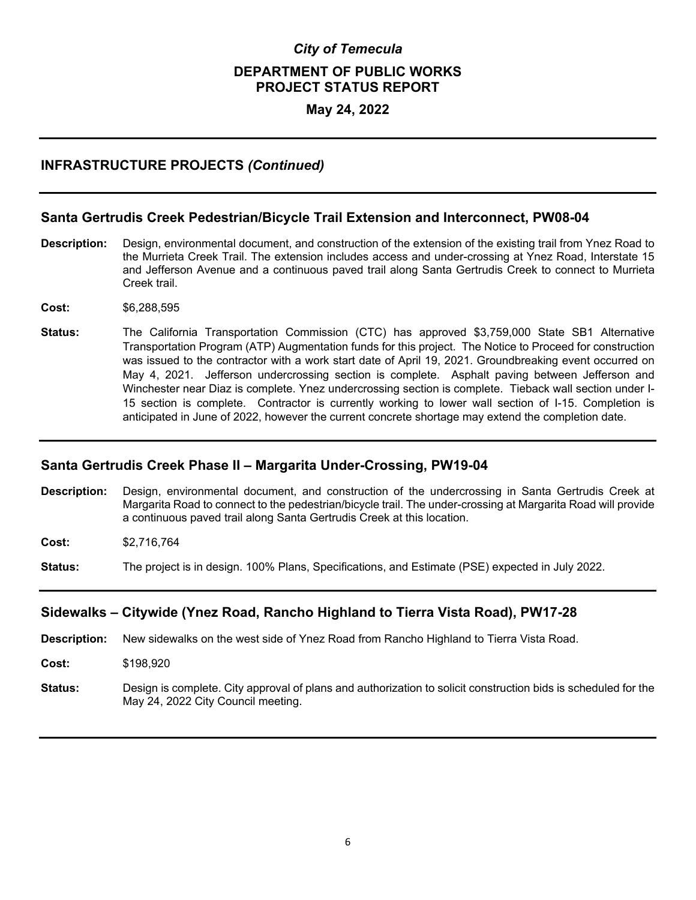*City of Temecula*

**DEPARTMENT OF PUBLIC WORKS**
**PROJECT STATUS REPORT**

**May 24, 2022**

## INFRASTRUCTURE PROJECTS *(Continued)*

### Santa Gertrudis Creek Pedestrian/Bicycle Trail Extension and Interconnect, PW08-04

**Description:** Design, environmental document, and construction of the extension of the existing trail from Ynez Road to the Murrieta Creek Trail. The extension includes access and under-crossing at Ynez Road, Interstate 15 and Jefferson Avenue and a continuous paved trail along Santa Gertrudis Creek to connect to Murrieta Creek trail.

**Cost:** $6,288,595

**Status:** The California Transportation Commission (CTC) has approved $3,759,000 State SB1 Alternative Transportation Program (ATP) Augmentation funds for this project. The Notice to Proceed for construction was issued to the contractor with a work start date of April 19, 2021. Groundbreaking event occurred on May 4, 2021. Jefferson undercrossing section is complete. Asphalt paving between Jefferson and Winchester near Diaz is complete. Ynez undercrossing section is complete. Tieback wall section under I-15 section is complete. Contractor is currently working to lower wall section of I-15. Completion is anticipated in June of 2022, however the current concrete shortage may extend the completion date.

### Santa Gertrudis Creek Phase II – Margarita Under-Crossing, PW19-04

**Description:** Design, environmental document, and construction of the undercrossing in Santa Gertrudis Creek at Margarita Road to connect to the pedestrian/bicycle trail. The under-crossing at Margarita Road will provide a continuous paved trail along Santa Gertrudis Creek at this location.

**Cost:** $2,716,764

**Status:** The project is in design. 100% Plans, Specifications, and Estimate (PSE) expected in July 2022.

### Sidewalks – Citywide (Ynez Road, Rancho Highland to Tierra Vista Road), PW17-28

**Description:** New sidewalks on the west side of Ynez Road from Rancho Highland to Tierra Vista Road.

**Cost:** $198,920

**Status:** Design is complete. City approval of plans and authorization to solicit construction bids is scheduled for the May 24, 2022 City Council meeting.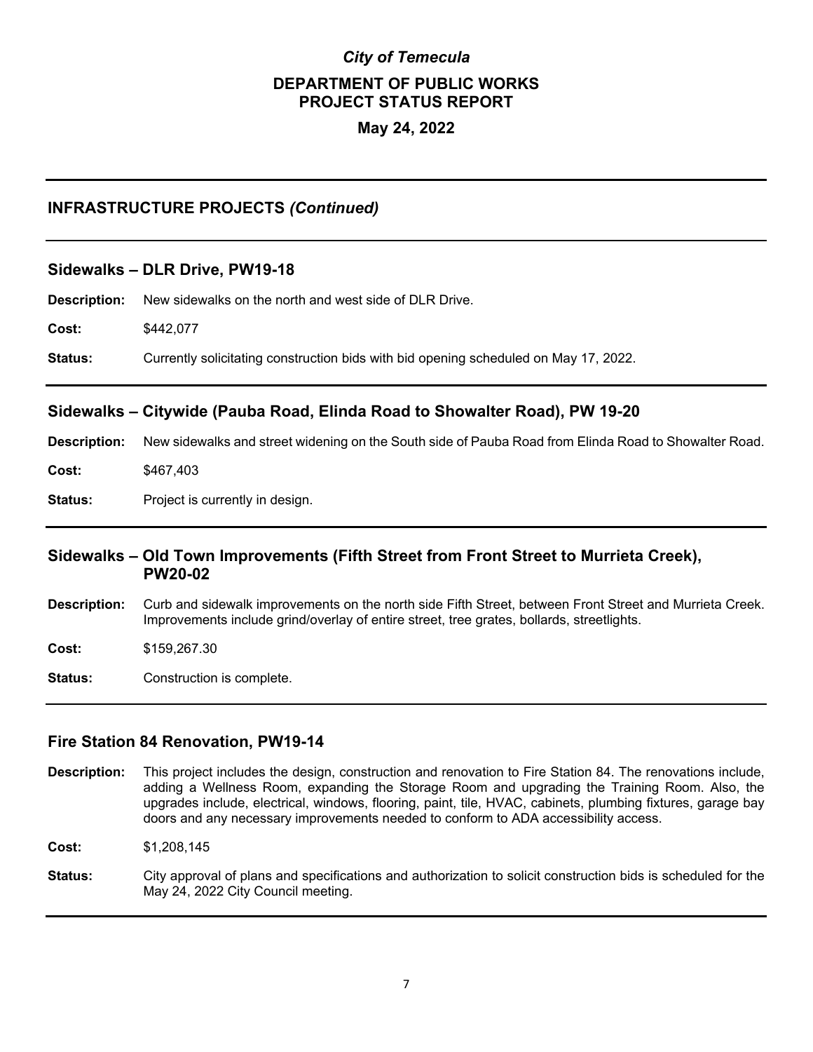*City of Temecula*

**DEPARTMENT OF PUBLIC WORKS**
**PROJECT STATUS REPORT**

**May 24, 2022**

## INFRASTRUCTURE PROJECTS *(Continued)*

### Sidewalks – DLR Drive, PW19-18

**Description:** New sidewalks on the north and west side of DLR Drive.

**Cost:** $442,077

**Status:** Currently solicitating construction bids with bid opening scheduled on May 17, 2022.

### Sidewalks – Citywide (Pauba Road, Elinda Road to Showalter Road), PW 19-20

**Description:** New sidewalks and street widening on the South side of Pauba Road from Elinda Road to Showalter Road.

**Cost:** $467,403

**Status:** Project is currently in design.

### Sidewalks – Old Town Improvements (Fifth Street from Front Street to Murrieta Creek), PW20-02

**Description:** Curb and sidewalk improvements on the north side Fifth Street, between Front Street and Murrieta Creek. Improvements include grind/overlay of entire street, tree grates, bollards, streetlights.

**Cost:** $159,267.30

**Status:** Construction is complete.

### Fire Station 84 Renovation, PW19-14

**Description:** This project includes the design, construction and renovation to Fire Station 84. The renovations include, adding a Wellness Room, expanding the Storage Room and upgrading the Training Room. Also, the upgrades include, electrical, windows, flooring, paint, tile, HVAC, cabinets, plumbing fixtures, garage bay doors and any necessary improvements needed to conform to ADA accessibility access.

**Cost:** $1,208,145

**Status:** City approval of plans and specifications and authorization to solicit construction bids is scheduled for the May 24, 2022 City Council meeting.